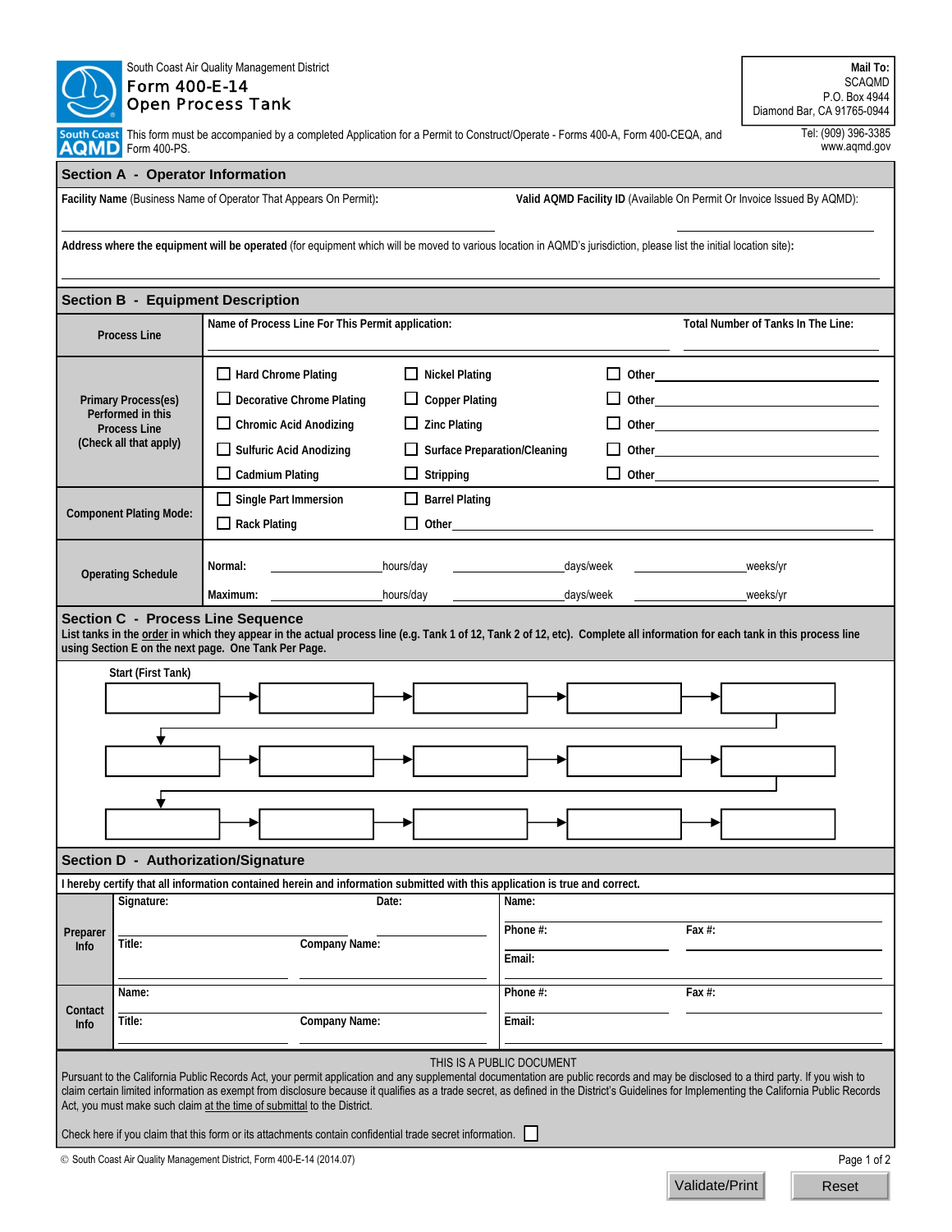South Coast Air Quality Management District

# Form 400-E-14
# Open Process Tank

This form must be accompanied by a completed Application for a Permit to Construct/Operate - Forms 400-A, Form 400-CEQA, and Form 400-PS.

**Mail To:**
SCAQMD
P.O. Box 4944
Diamond Bar, CA 91765-0944

Tel: (909) 396-3385
www.aqmd.gov

## Section A - Operator Information

**Facility Name** (Business Name of Operator That Appears On Permit): ______________________

**Valid AQMD Facility ID** (Available On Permit Or Invoice Issued By AQMD): ______________________

**Address where the equipment will be operated** (for equipment which will be moved to various location in AQMD's jurisdiction, please list the initial location site): ______________________

## Section B - Equipment Description

| | | | |
|---|---|---|---|
| **Process Line** | **Name of Process Line For This Permit application:** ______________ | | **Total Number of Tanks In The Line:** ______________ |
| **Primary Process(es) Performed in this Process Line (Check all that apply)** | ☐ Hard Chrome Plating | ☐ Nickel Plating | ☐ Other______________ |
| | ☐ Decorative Chrome Plating | ☐ Copper Plating | ☐ Other______________ |
| | ☐ Chromic Acid Anodizing | ☐ Zinc Plating | ☐ Other______________ |
| | ☐ Sulfuric Acid Anodizing | ☐ Surface Preparation/Cleaning | ☐ Other______________ |
| | ☐ Cadmium Plating | ☐ Stripping | ☐ Other______________ |
| **Component Plating Mode:** | ☐ Single Part Immersion | ☐ Barrel Plating | |
| | ☐ Rack Plating | ☐ Other______________ | |
| **Operating Schedule** | **Normal:** ________ hours/day | ________ days/week | ________ weeks/yr |
| | **Maximum:** ________ hours/day | ________ days/week | ________ weeks/yr |

## Section C - Process Line Sequence

**List tanks in the order in which they appear in the actual process line (e.g. Tank 1 of 12, Tank 2 of 12, etc). Complete all information for each tank in this process line using Section E on the next page. One Tank Per Page.**

**Start (First Tank)**

| | | | | |
|---|---|---|---|---|
| ________ → | ________ → | ________ → | ________ → | ________ |
| ________ → | ________ → | ________ → | ________ → | ________ |
| ________ → | ________ → | ________ → | ________ → | ________ |

## Section D - Authorization/Signature

**I hereby certify that all information contained herein and information submitted with this application is true and correct.**

| | | | |
|---|---|---|---|
| **Preparer Info** | **Signature:** ______________ **Date:** ______________ | **Name:** ______________ | |
| | **Title:** ______________ **Company Name:** ______________ | **Phone #:** ______________ | **Fax #:** ______________ |
| | | **Email:** ______________ | |
| **Contact Info** | **Name:** ______________ | **Phone #:** ______________ | **Fax #:** ______________ |
| | **Title:** ______________ **Company Name:** ______________ | **Email:** ______________ | |

THIS IS A PUBLIC DOCUMENT

Pursuant to the California Public Records Act, your permit application and any supplemental documentation are public records and may be disclosed to a third party. If you wish to claim certain limited information as exempt from disclosure because it qualifies as a trade secret, as defined in the District's Guidelines for Implementing the California Public Records Act, you must make such claim at the time of submittal to the District.

Check here if you claim that this form or its attachments contain confidential trade secret information. ☐

© South Coast Air Quality Management District, Form 400-E-14 (2014.07)

Validate/Print | Reset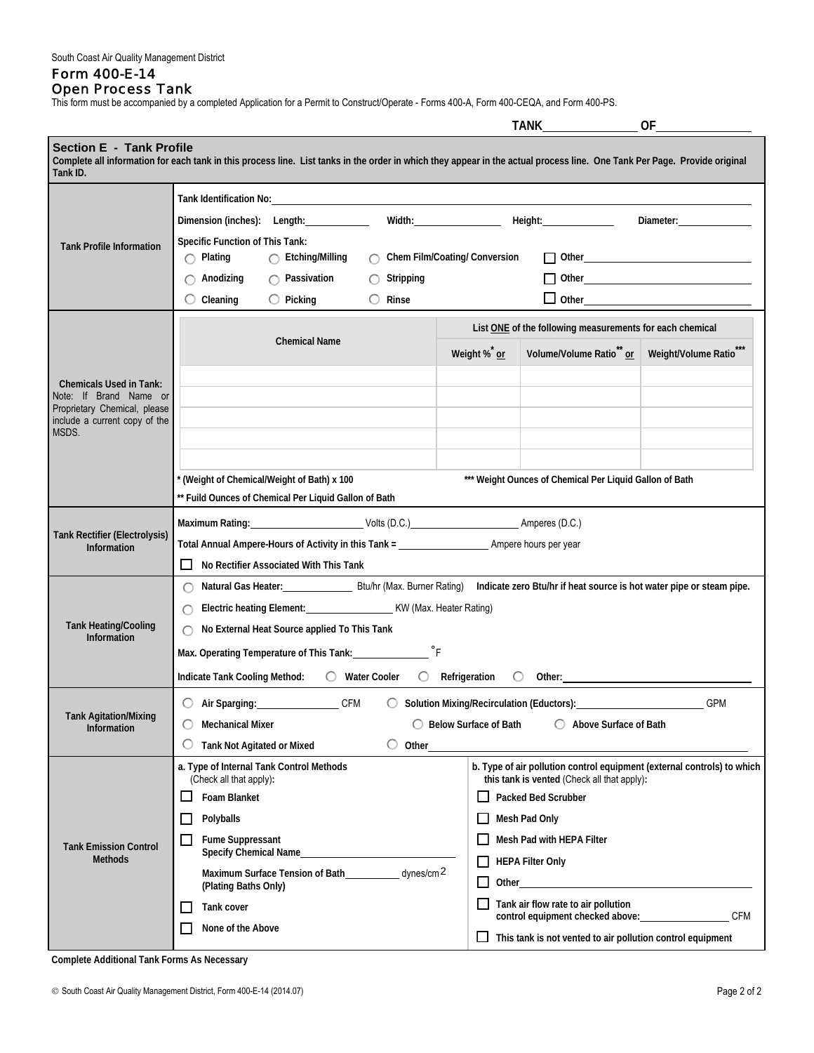South Coast Air Quality Management District

# Form 400-E-14

## Open Process Tank

This form must be accompanied by a completed Application for a Permit to Construct/Operate - Forms 400-A, Form 400-CEQA, and Form 400-PS.

**TANK\_\_\_\_\_\_\_\_\_\_ OF\_\_\_\_\_\_\_\_\_\_**

### Section E - Tank Profile

**Complete all information for each tank in this process line. List tanks in the order in which they appear in the actual process line. One Tank Per Page. Provide original Tank ID.**

**Tank Profile Information**

Tank Identification No: \_\_\_\_\_\_\_\_\_\_

Dimension (inches): Length:\_\_\_\_\_\_\_\_ Width:\_\_\_\_\_\_\_\_ Height:\_\_\_\_\_\_\_\_ Diameter:\_\_\_\_\_\_\_\_

Specific Function of This Tank:

- ○ Plating ○ Etching/Milling ○ Chem Film/Coating/ Conversion ☐ Other\_\_\_\_\_\_\_\_
- ○ Anodizing ○ Passivation ○ Stripping ☐ Other\_\_\_\_\_\_\_\_
- ○ Cleaning ○ Picking ○ Rinse ☐ Other\_\_\_\_\_\_\_\_

**Chemicals Used in Tank:** Note: If Brand Name or Proprietary Chemical, please include a current copy of the MSDS.

| Chemical Name | List ONE of the following measurements for each chemical | | |
|---|---|---|---|
| | Weight %* or | Volume/Volume Ratio** or | Weight/Volume Ratio*** |
| | | | |
| | | | |
| | | | |
| | | | |
| | | | |

\* (Weight of Chemical/Weight of Bath) x 100

\*\* Fuild Ounces of Chemical Per Liquid Gallon of Bath

\*\*\* Weight Ounces of Chemical Per Liquid Gallon of Bath

**Tank Rectifier (Electrolysis) Information**

Maximum Rating:\_\_\_\_\_\_\_\_ Volts (D.C.)\_\_\_\_\_\_\_\_ Amperes (D.C.)

Total Annual Ampere-Hours of Activity in this Tank = \_\_\_\_\_\_\_\_ Ampere hours per year

☐ No Rectifier Associated With This Tank

**Tank Heating/Cooling Information**

- ○ Natural Gas Heater:\_\_\_\_\_\_\_\_ Btu/hr (Max. Burner Rating) Indicate zero Btu/hr if heat source is hot water pipe or steam pipe.
- ○ Electric heating Element:\_\_\_\_\_\_\_\_ KW (Max. Heater Rating)
- ○ No External Heat Source applied To This Tank

Max. Operating Temperature of This Tank:\_\_\_\_\_\_\_\_ °F

Indicate Tank Cooling Method: ○ Water Cooler ○ Refrigeration ○ Other:\_\_\_\_\_\_\_\_

**Tank Agitation/Mixing Information**

- ○ Air Sparging:\_\_\_\_\_\_\_\_ CFM ○ Solution Mixing/Recirculation (Eductors):\_\_\_\_\_\_\_\_ GPM
- ○ Mechanical Mixer ○ Below Surface of Bath ○ Above Surface of Bath
- ○ Tank Not Agitated or Mixed ○ Other\_\_\_\_\_\_\_\_

**Tank Emission Control Methods**

a. Type of Internal Tank Control Methods (Check all that apply):

- ☐ Foam Blanket
- ☐ Polyballs
- ☐ Fume Suppressant
  Specify Chemical Name\_\_\_\_\_\_\_\_
  Maximum Surface Tension of Bath\_\_\_\_\_\_\_\_ $dynes/cm^2$ (Plating Baths Only)
- ☐ Tank cover
- ☐ None of the Above

b. Type of air pollution control equipment (external controls) to which this tank is vented (Check all that apply):

- ☐ Packed Bed Scrubber
- ☐ Mesh Pad Only
- ☐ Mesh Pad with HEPA Filter
- ☐ HEPA Filter Only
- ☐ Other\_\_\_\_\_\_\_\_
- ☐ Tank air flow rate to air pollution control equipment checked above:\_\_\_\_\_\_\_\_ CFM
- ☐ This tank is not vented to air pollution control equipment

**Complete Additional Tank Forms As Necessary**

© South Coast Air Quality Management District, Form 400-E-14 (2014.07)